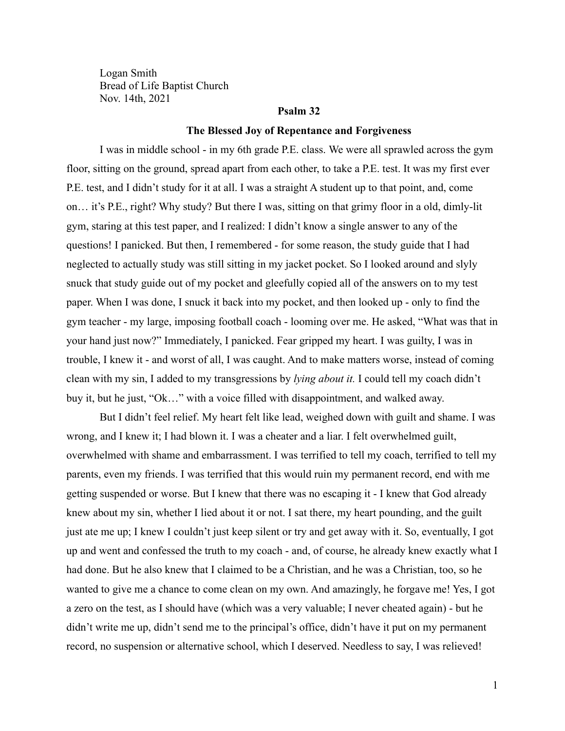Logan Smith
Bread of Life Baptist Church
Nov. 14th, 2021

## Psalm 32

### The Blessed Joy of Repentance and Forgiveness

I was in middle school - in my 6th grade P.E. class. We were all sprawled across the gym floor, sitting on the ground, spread apart from each other, to take a P.E. test. It was my first ever P.E. test, and I didn't study for it at all. I was a straight A student up to that point, and, come on… it's P.E., right? Why study? But there I was, sitting on that grimy floor in a old, dimly-lit gym, staring at this test paper, and I realized: I didn't know a single answer to any of the questions! I panicked. But then, I remembered - for some reason, the study guide that I had neglected to actually study was still sitting in my jacket pocket. So I looked around and slyly snuck that study guide out of my pocket and gleefully copied all of the answers on to my test paper. When I was done, I snuck it back into my pocket, and then looked up - only to find the gym teacher - my large, imposing football coach - looming over me. He asked, "What was that in your hand just now?" Immediately, I panicked. Fear gripped my heart. I was guilty, I was in trouble, I knew it - and worst of all, I was caught. And to make matters worse, instead of coming clean with my sin, I added to my transgressions by *lying about it.* I could tell my coach didn't buy it, but he just, "Ok…" with a voice filled with disappointment, and walked away.

But I didn't feel relief. My heart felt like lead, weighed down with guilt and shame. I was wrong, and I knew it; I had blown it. I was a cheater and a liar. I felt overwhelmed guilt, overwhelmed with shame and embarrassment. I was terrified to tell my coach, terrified to tell my parents, even my friends. I was terrified that this would ruin my permanent record, end with me getting suspended or worse. But I knew that there was no escaping it - I knew that God already knew about my sin, whether I lied about it or not. I sat there, my heart pounding, and the guilt just ate me up; I knew I couldn't just keep silent or try and get away with it. So, eventually, I got up and went and confessed the truth to my coach - and, of course, he already knew exactly what I had done. But he also knew that I claimed to be a Christian, and he was a Christian, too, so he wanted to give me a chance to come clean on my own. And amazingly, he forgave me! Yes, I got a zero on the test, as I should have (which was a very valuable; I never cheated again) - but he didn't write me up, didn't send me to the principal's office, didn't have it put on my permanent record, no suspension or alternative school, which I deserved. Needless to say, I was relieved!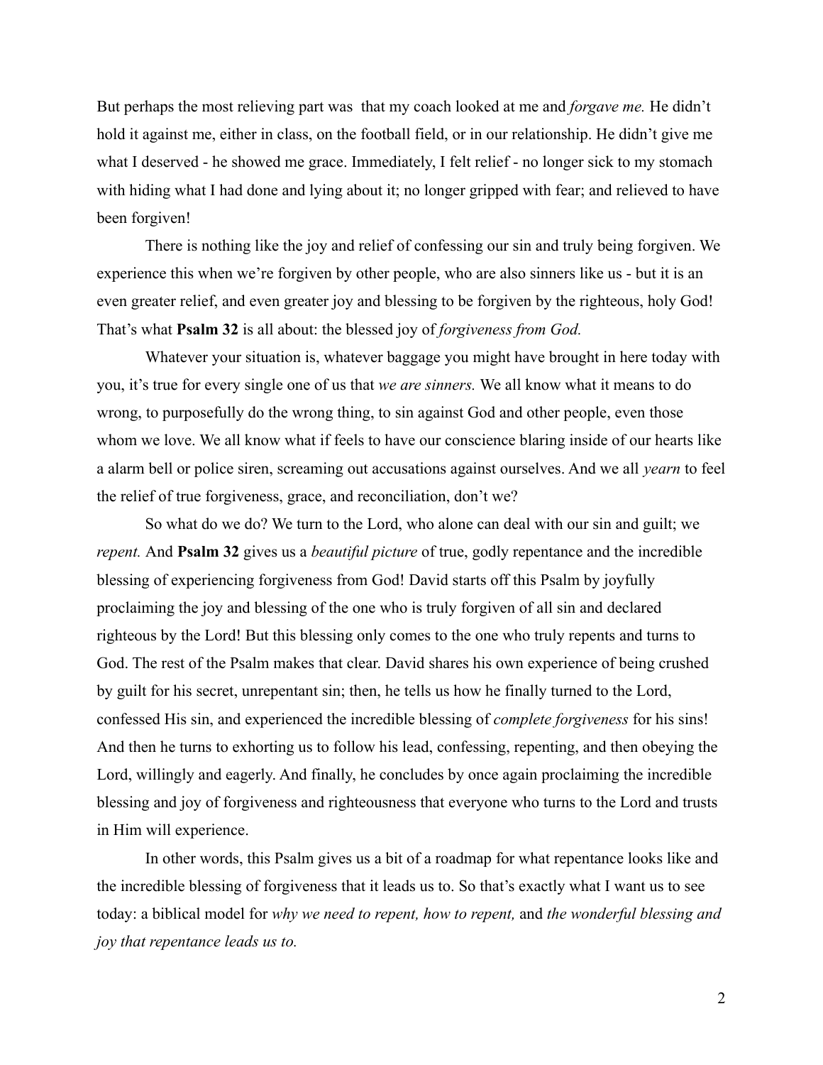But perhaps the most relieving part was  that my coach looked at me and *forgave me.* He didn't hold it against me, either in class, on the football field, or in our relationship. He didn't give me what I deserved - he showed me grace. Immediately, I felt relief - no longer sick to my stomach with hiding what I had done and lying about it; no longer gripped with fear; and relieved to have been forgiven!

There is nothing like the joy and relief of confessing our sin and truly being forgiven. We experience this when we're forgiven by other people, who are also sinners like us - but it is an even greater relief, and even greater joy and blessing to be forgiven by the righteous, holy God! That's what **Psalm 32** is all about: the blessed joy of *forgiveness from God.*

Whatever your situation is, whatever baggage you might have brought in here today with you, it's true for every single one of us that *we are sinners.* We all know what it means to do wrong, to purposefully do the wrong thing, to sin against God and other people, even those whom we love. We all know what if feels to have our conscience blaring inside of our hearts like a alarm bell or police siren, screaming out accusations against ourselves. And we all *yearn* to feel the relief of true forgiveness, grace, and reconciliation, don't we?

So what do we do? We turn to the Lord, who alone can deal with our sin and guilt; we *repent.* And **Psalm 32** gives us a *beautiful picture* of true, godly repentance and the incredible blessing of experiencing forgiveness from God! David starts off this Psalm by joyfully proclaiming the joy and blessing of the one who is truly forgiven of all sin and declared righteous by the Lord! But this blessing only comes to the one who truly repents and turns to God. The rest of the Psalm makes that clear. David shares his own experience of being crushed by guilt for his secret, unrepentant sin; then, he tells us how he finally turned to the Lord, confessed His sin, and experienced the incredible blessing of *complete forgiveness* for his sins! And then he turns to exhorting us to follow his lead, confessing, repenting, and then obeying the Lord, willingly and eagerly. And finally, he concludes by once again proclaiming the incredible blessing and joy of forgiveness and righteousness that everyone who turns to the Lord and trusts in Him will experience.

In other words, this Psalm gives us a bit of a roadmap for what repentance looks like and the incredible blessing of forgiveness that it leads us to. So that's exactly what I want us to see today: a biblical model for *why we need to repent, how to repent,* and *the wonderful blessing and joy that repentance leads us to.*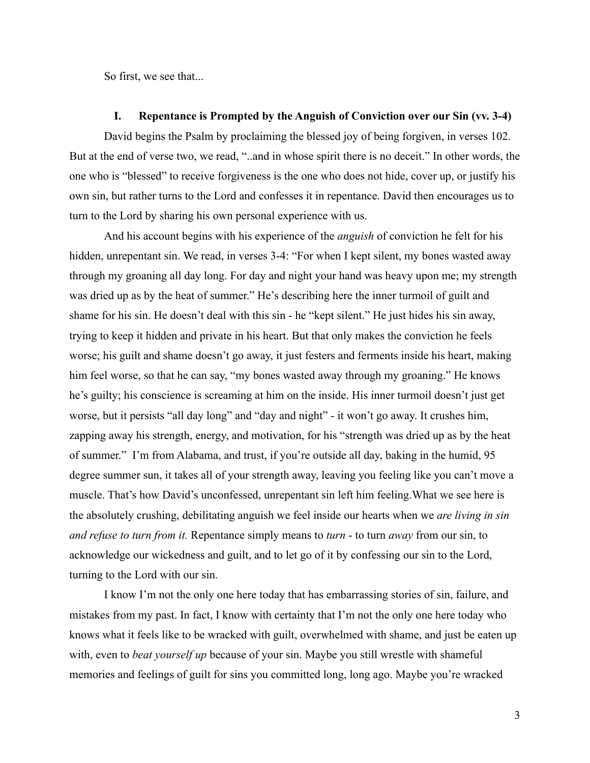So first, we see that...

## I. Repentance is Prompted by the Anguish of Conviction over our Sin (vv. 3-4)

David begins the Psalm by proclaiming the blessed joy of being forgiven, in verses 102. But at the end of verse two, we read, "..and in whose spirit there is no deceit." In other words, the one who is "blessed" to receive forgiveness is the one who does not hide, cover up, or justify his own sin, but rather turns to the Lord and confesses it in repentance. David then encourages us to turn to the Lord by sharing his own personal experience with us.

And his account begins with his experience of the *anguish* of conviction he felt for his hidden, unrepentant sin. We read, in verses 3-4: "For when I kept silent, my bones wasted away through my groaning all day long. For day and night your hand was heavy upon me; my strength was dried up as by the heat of summer." He's describing here the inner turmoil of guilt and shame for his sin. He doesn't deal with this sin - he "kept silent." He just hides his sin away, trying to keep it hidden and private in his heart. But that only makes the conviction he feels worse; his guilt and shame doesn't go away, it just festers and ferments inside his heart, making him feel worse, so that he can say, "my bones wasted away through my groaning." He knows he's guilty; his conscience is screaming at him on the inside. His inner turmoil doesn't just get worse, but it persists "all day long" and "day and night" - it won't go away. It crushes him, zapping away his strength, energy, and motivation, for his "strength was dried up as by the heat of summer." I'm from Alabama, and trust, if you're outside all day, baking in the humid, 95 degree summer sun, it takes all of your strength away, leaving you feeling like you can't move a muscle. That's how David's unconfessed, unrepentant sin left him feeling.What we see here is the absolutely crushing, debilitating anguish we feel inside our hearts when we *are living in sin and refuse to turn from it.* Repentance simply means to *turn* - to turn *away* from our sin, to acknowledge our wickedness and guilt, and to let go of it by confessing our sin to the Lord, turning to the Lord with our sin.

I know I'm not the only one here today that has embarrassing stories of sin, failure, and mistakes from my past. In fact, I know with certainty that I'm not the only one here today who knows what it feels like to be wracked with guilt, overwhelmed with shame, and just be eaten up with, even to *beat yourself up* because of your sin. Maybe you still wrestle with shameful memories and feelings of guilt for sins you committed long, long ago. Maybe you're wracked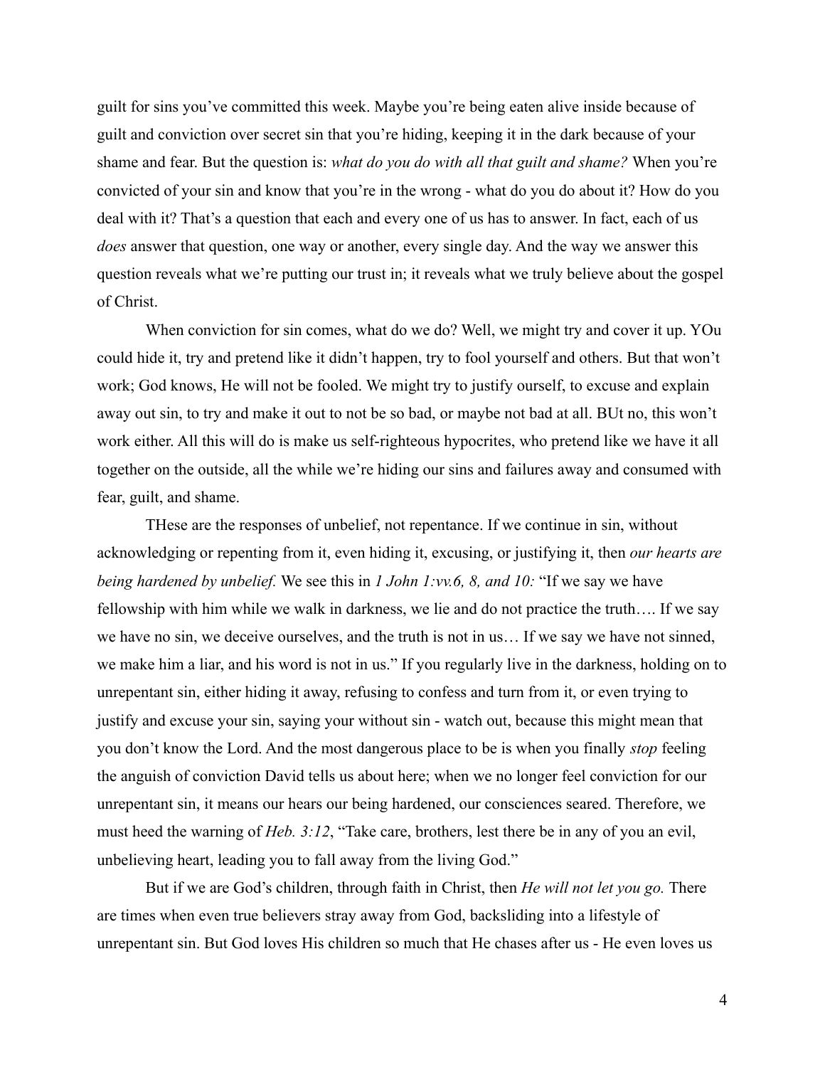guilt for sins you've committed this week. Maybe you're being eaten alive inside because of guilt and conviction over secret sin that you're hiding, keeping it in the dark because of your shame and fear. But the question is: *what do you do with all that guilt and shame?* When you're convicted of your sin and know that you're in the wrong - what do you do about it? How do you deal with it? That's a question that each and every one of us has to answer. In fact, each of us *does* answer that question, one way or another, every single day. And the way we answer this question reveals what we're putting our trust in; it reveals what we truly believe about the gospel of Christ.

When conviction for sin comes, what do we do? Well, we might try and cover it up. YOu could hide it, try and pretend like it didn't happen, try to fool yourself and others. But that won't work; God knows, He will not be fooled. We might try to justify ourself, to excuse and explain away out sin, to try and make it out to not be so bad, or maybe not bad at all. BUt no, this won't work either. All this will do is make us self-righteous hypocrites, who pretend like we have it all together on the outside, all the while we're hiding our sins and failures away and consumed with fear, guilt, and shame.

THese are the responses of unbelief, not repentance. If we continue in sin, without acknowledging or repenting from it, even hiding it, excusing, or justifying it, then *our hearts are being hardened by unbelief.* We see this in *1 John 1:vv.6, 8, and 10:* "If we say we have fellowship with him while we walk in darkness, we lie and do not practice the truth…. If we say we have no sin, we deceive ourselves, and the truth is not in us… If we say we have not sinned, we make him a liar, and his word is not in us." If you regularly live in the darkness, holding on to unrepentant sin, either hiding it away, refusing to confess and turn from it, or even trying to justify and excuse your sin, saying your without sin - watch out, because this might mean that you don't know the Lord. And the most dangerous place to be is when you finally *stop* feeling the anguish of conviction David tells us about here; when we no longer feel conviction for our unrepentant sin, it means our hears our being hardened, our consciences seared. Therefore, we must heed the warning of *Heb. 3:12*, "Take care, brothers, lest there be in any of you an evil, unbelieving heart, leading you to fall away from the living God."

But if we are God's children, through faith in Christ, then *He will not let you go.* There are times when even true believers stray away from God, backsliding into a lifestyle of unrepentant sin. But God loves His children so much that He chases after us - He even loves us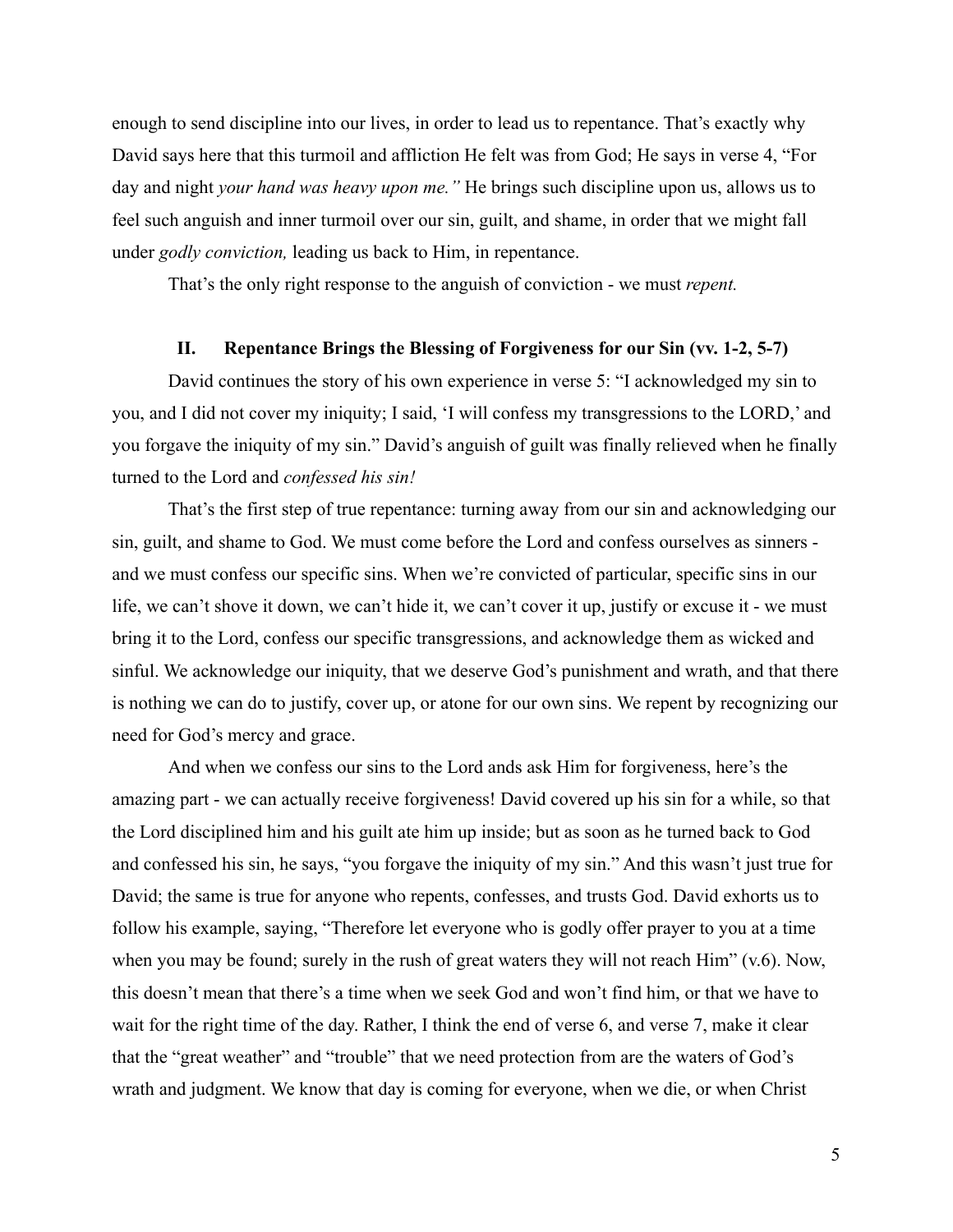enough to send discipline into our lives, in order to lead us to repentance. That's exactly why David says here that this turmoil and affliction He felt was from God; He says in verse 4, "For day and night *your hand was heavy upon me."* He brings such discipline upon us, allows us to feel such anguish and inner turmoil over our sin, guilt, and shame, in order that we might fall under *godly conviction,* leading us back to Him, in repentance.

That's the only right response to the anguish of conviction - we must *repent.*

## II. Repentance Brings the Blessing of Forgiveness for our Sin (vv. 1-2, 5-7)

David continues the story of his own experience in verse 5: "I acknowledged my sin to you, and I did not cover my iniquity; I said, 'I will confess my transgressions to the LORD,' and you forgave the iniquity of my sin." David's anguish of guilt was finally relieved when he finally turned to the Lord and *confessed his sin!*

That's the first step of true repentance: turning away from our sin and acknowledging our sin, guilt, and shame to God. We must come before the Lord and confess ourselves as sinners - and we must confess our specific sins. When we're convicted of particular, specific sins in our life, we can't shove it down, we can't hide it, we can't cover it up, justify or excuse it - we must bring it to the Lord, confess our specific transgressions, and acknowledge them as wicked and sinful. We acknowledge our iniquity, that we deserve God's punishment and wrath, and that there is nothing we can do to justify, cover up, or atone for our own sins. We repent by recognizing our need for God's mercy and grace.

And when we confess our sins to the Lord ands ask Him for forgiveness, here's the amazing part - we can actually receive forgiveness! David covered up his sin for a while, so that the Lord disciplined him and his guilt ate him up inside; but as soon as he turned back to God and confessed his sin, he says, "you forgave the iniquity of my sin." And this wasn't just true for David; the same is true for anyone who repents, confesses, and trusts God. David exhorts us to follow his example, saying, "Therefore let everyone who is godly offer prayer to you at a time when you may be found; surely in the rush of great waters they will not reach Him" (v.6). Now, this doesn't mean that there's a time when we seek God and won't find him, or that we have to wait for the right time of the day. Rather, I think the end of verse 6, and verse 7, make it clear that the "great weather" and "trouble" that we need protection from are the waters of God's wrath and judgment. We know that day is coming for everyone, when we die, or when Christ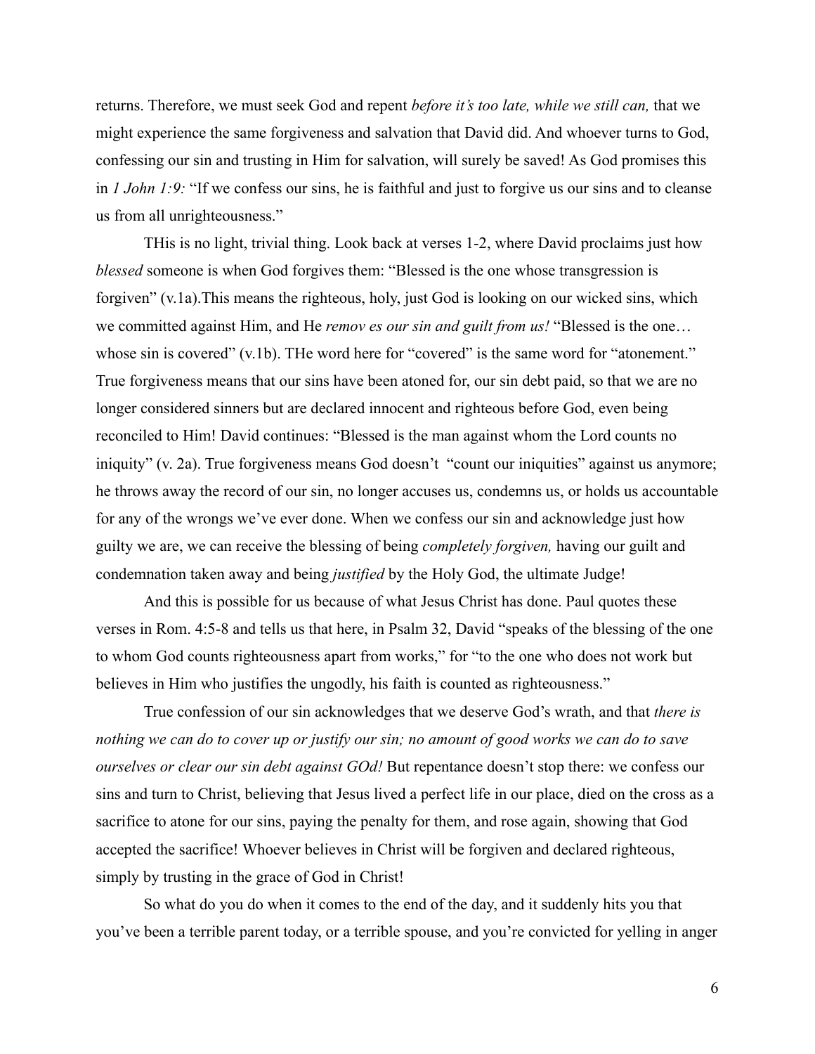returns. Therefore, we must seek God and repent *before it's too late, while we still can,* that we might experience the same forgiveness and salvation that David did. And whoever turns to God, confessing our sin and trusting in Him for salvation, will surely be saved! As God promises this in *1 John 1:9:* "If we confess our sins, he is faithful and just to forgive us our sins and to cleanse us from all unrighteousness."

THis is no light, trivial thing. Look back at verses 1-2, where David proclaims just how *blessed* someone is when God forgives them: "Blessed is the one whose transgression is forgiven" (v.1a).This means the righteous, holy, just God is looking on our wicked sins, which we committed against Him, and He *remov es our sin and guilt from us!* "Blessed is the one… whose sin is covered" (v.1b). THe word here for "covered" is the same word for "atonement." True forgiveness means that our sins have been atoned for, our sin debt paid, so that we are no longer considered sinners but are declared innocent and righteous before God, even being reconciled to Him! David continues: "Blessed is the man against whom the Lord counts no iniquity" (v. 2a). True forgiveness means God doesn't "count our iniquities" against us anymore; he throws away the record of our sin, no longer accuses us, condemns us, or holds us accountable for any of the wrongs we've ever done. When we confess our sin and acknowledge just how guilty we are, we can receive the blessing of being *completely forgiven,* having our guilt and condemnation taken away and being *justified* by the Holy God, the ultimate Judge!

And this is possible for us because of what Jesus Christ has done. Paul quotes these verses in Rom. 4:5-8 and tells us that here, in Psalm 32, David "speaks of the blessing of the one to whom God counts righteousness apart from works," for "to the one who does not work but believes in Him who justifies the ungodly, his faith is counted as righteousness."

True confession of our sin acknowledges that we deserve God's wrath, and that *there is nothing we can do to cover up or justify our sin; no amount of good works we can do to save ourselves or clear our sin debt against GOd!* But repentance doesn't stop there: we confess our sins and turn to Christ, believing that Jesus lived a perfect life in our place, died on the cross as a sacrifice to atone for our sins, paying the penalty for them, and rose again, showing that God accepted the sacrifice! Whoever believes in Christ will be forgiven and declared righteous, simply by trusting in the grace of God in Christ!

So what do you do when it comes to the end of the day, and it suddenly hits you that you've been a terrible parent today, or a terrible spouse, and you're convicted for yelling in anger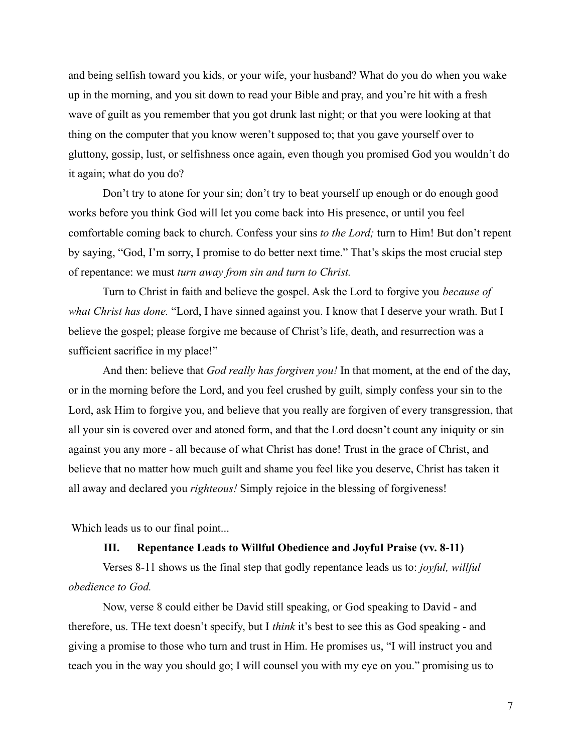and being selfish toward you kids, or your wife, your husband? What do you do when you wake up in the morning, and you sit down to read your Bible and pray, and you're hit with a fresh wave of guilt as you remember that you got drunk last night; or that you were looking at that thing on the computer that you know weren't supposed to; that you gave yourself over to gluttony, gossip, lust, or selfishness once again, even though you promised God you wouldn't do it again; what do you do?

Don't try to atone for your sin; don't try to beat yourself up enough or do enough good works before you think God will let you come back into His presence, or until you feel comfortable coming back to church. Confess your sins *to the Lord;* turn to Him! But don't repent by saying, "God, I'm sorry, I promise to do better next time." That's skips the most crucial step of repentance: we must *turn away from sin and turn to Christ.*

Turn to Christ in faith and believe the gospel. Ask the Lord to forgive you *because of what Christ has done.* "Lord, I have sinned against you. I know that I deserve your wrath. But I believe the gospel; please forgive me because of Christ's life, death, and resurrection was a sufficient sacrifice in my place!"

And then: believe that *God really has forgiven you!* In that moment, at the end of the day, or in the morning before the Lord, and you feel crushed by guilt, simply confess your sin to the Lord, ask Him to forgive you, and believe that you really are forgiven of every transgression, that all your sin is covered over and atoned form, and that the Lord doesn't count any iniquity or sin against you any more - all because of what Christ has done! Trust in the grace of Christ, and believe that no matter how much guilt and shame you feel like you deserve, Christ has taken it all away and declared you *righteous!* Simply rejoice in the blessing of forgiveness!

Which leads us to our final point...

### III. Repentance Leads to Willful Obedience and Joyful Praise (vv. 8-11)

Verses 8-11 shows us the final step that godly repentance leads us to: *joyful, willful obedience to God.*

Now, verse 8 could either be David still speaking, or God speaking to David - and therefore, us. THe text doesn't specify, but I *think* it's best to see this as God speaking - and giving a promise to those who turn and trust in Him. He promises us, "I will instruct you and teach you in the way you should go; I will counsel you with my eye on you." promising us to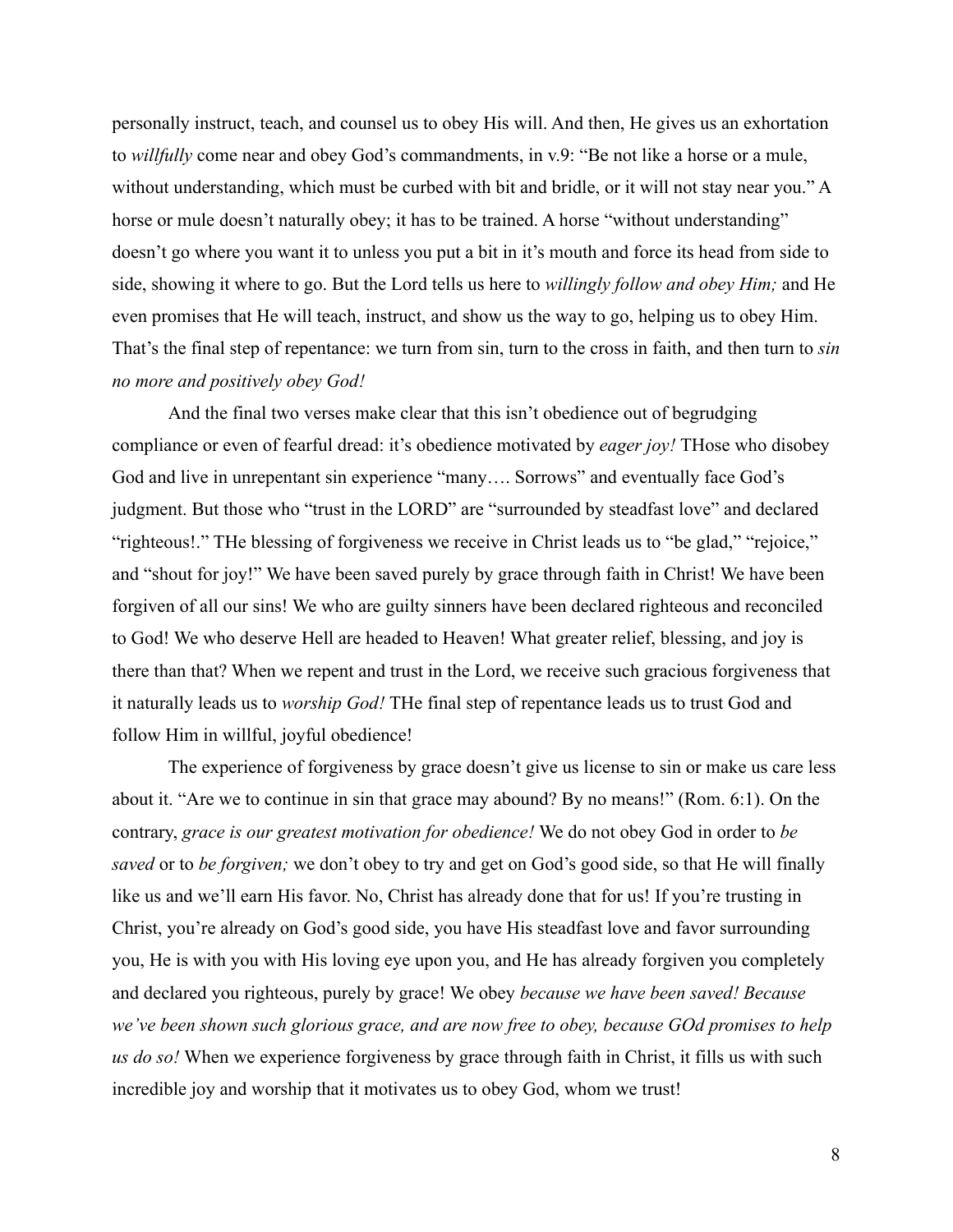personally instruct, teach, and counsel us to obey His will. And then, He gives us an exhortation to *willfully* come near and obey God's commandments, in v.9: "Be not like a horse or a mule, without understanding, which must be curbed with bit and bridle, or it will not stay near you." A horse or mule doesn't naturally obey; it has to be trained. A horse "without understanding" doesn't go where you want it to unless you put a bit in it's mouth and force its head from side to side, showing it where to go. But the Lord tells us here to *willingly follow and obey Him;* and He even promises that He will teach, instruct, and show us the way to go, helping us to obey Him. That's the final step of repentance: we turn from sin, turn to the cross in faith, and then turn to *sin no more and positively obey God!*

And the final two verses make clear that this isn't obedience out of begrudging compliance or even of fearful dread: it's obedience motivated by *eager joy!* THose who disobey God and live in unrepentant sin experience "many…. Sorrows" and eventually face God's judgment. But those who "trust in the LORD" are "surrounded by steadfast love" and declared "righteous!." THe blessing of forgiveness we receive in Christ leads us to "be glad," "rejoice," and "shout for joy!" We have been saved purely by grace through faith in Christ! We have been forgiven of all our sins! We who are guilty sinners have been declared righteous and reconciled to God! We who deserve Hell are headed to Heaven! What greater relief, blessing, and joy is there than that? When we repent and trust in the Lord, we receive such gracious forgiveness that it naturally leads us to *worship God!* THe final step of repentance leads us to trust God and follow Him in willful, joyful obedience!

The experience of forgiveness by grace doesn't give us license to sin or make us care less about it. "Are we to continue in sin that grace may abound? By no means!" (Rom. 6:1). On the contrary, *grace is our greatest motivation for obedience!* We do not obey God in order to *be saved* or to *be forgiven;* we don't obey to try and get on God's good side, so that He will finally like us and we'll earn His favor. No, Christ has already done that for us! If you're trusting in Christ, you're already on God's good side, you have His steadfast love and favor surrounding you, He is with you with His loving eye upon you, and He has already forgiven you completely and declared you righteous, purely by grace! We obey *because we have been saved! Because we've been shown such glorious grace, and are now free to obey, because GOd promises to help us do so!* When we experience forgiveness by grace through faith in Christ, it fills us with such incredible joy and worship that it motivates us to obey God, whom we trust!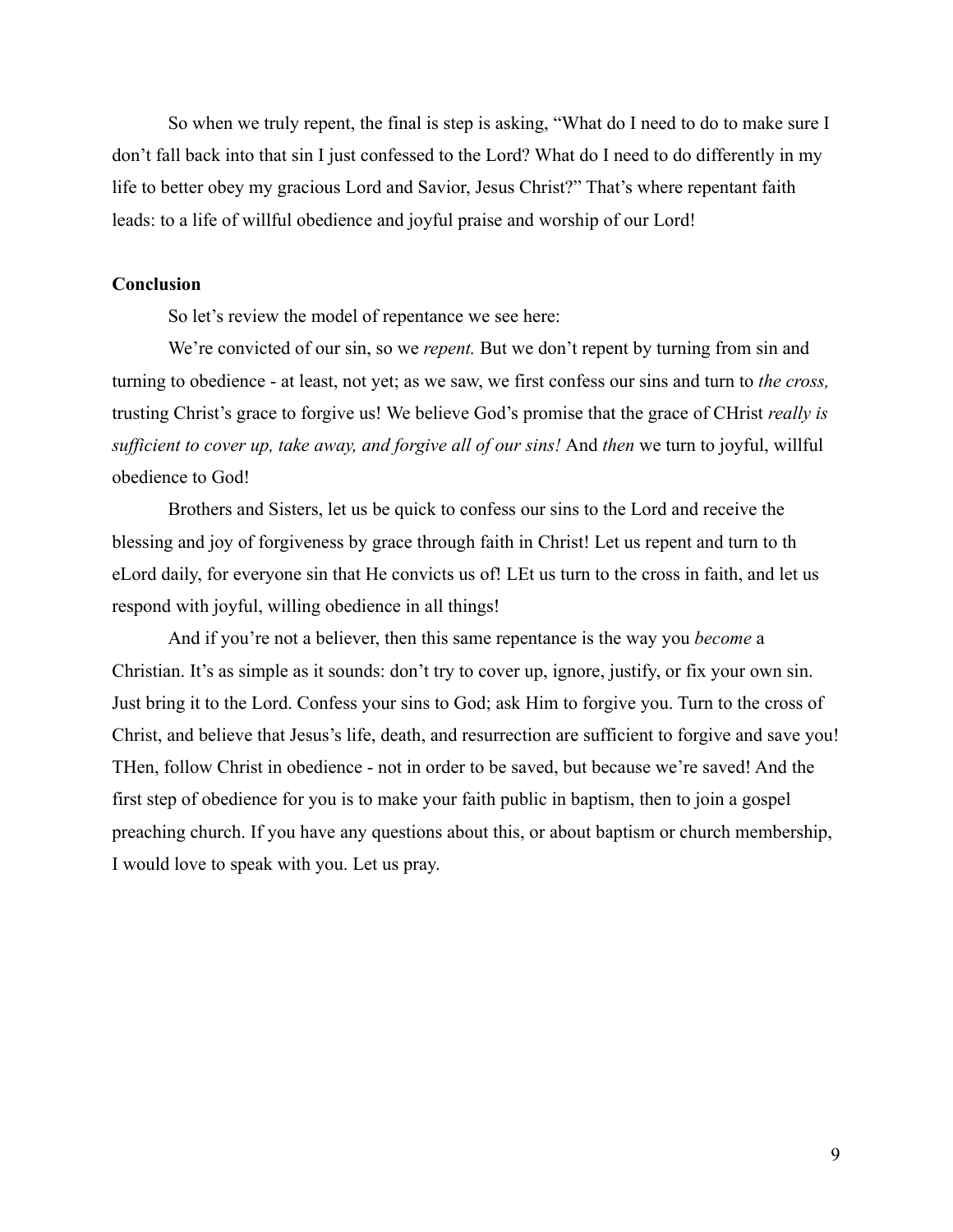So when we truly repent, the final is step is asking, "What do I need to do to make sure I don't fall back into that sin I just confessed to the Lord? What do I need to do differently in my life to better obey my gracious Lord and Savior, Jesus Christ?" That's where repentant faith leads: to a life of willful obedience and joyful praise and worship of our Lord!

**Conclusion**

So let's review the model of repentance we see here:

We're convicted of our sin, so we *repent.* But we don't repent by turning from sin and turning to obedience - at least, not yet; as we saw, we first confess our sins and turn to *the cross,* trusting Christ's grace to forgive us! We believe God's promise that the grace of CHrist *really is sufficient to cover up, take away, and forgive all of our sins!* And *then* we turn to joyful, willful obedience to God!

Brothers and Sisters, let us be quick to confess our sins to the Lord and receive the blessing and joy of forgiveness by grace through faith in Christ! Let us repent and turn to th eLord daily, for everyone sin that He convicts us of! LEt us turn to the cross in faith, and let us respond with joyful, willing obedience in all things!

And if you're not a believer, then this same repentance is the way you *become* a Christian. It's as simple as it sounds: don't try to cover up, ignore, justify, or fix your own sin. Just bring it to the Lord. Confess your sins to God; ask Him to forgive you. Turn to the cross of Christ, and believe that Jesus's life, death, and resurrection are sufficient to forgive and save you! THen, follow Christ in obedience - not in order to be saved, but because we're saved! And the first step of obedience for you is to make your faith public in baptism, then to join a gospel preaching church. If you have any questions about this, or about baptism or church membership, I would love to speak with you. Let us pray.